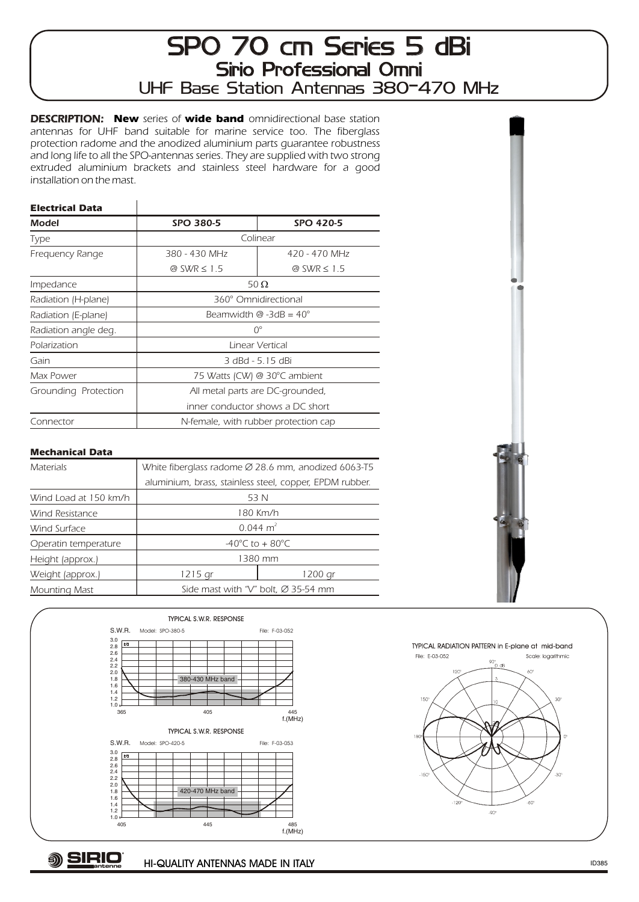# SPO 70 cm Series 5 dBi

## Sirio Professional Omni

### UHF Base Station Antennas 380-470 MHz

**DESCRIPTION:** ***New*** *series of* ***wide band*** *omnidirectional base station antennas for UHF band suitable for marine service too. The fiberglass protection radome and the anodized aluminium parts guarantee robustness and long life to all the SPO-antennas series. They are supplied with two strong extruded aluminium brackets and stainless steel hardware for a good installation on the mast.*

**Electrical Data**

| Model | SPO 380-5 | SPO 420-5 |
|---|---|---|
| Type | Colinear | |
| Frequency Range | 380 - 430 MHz @ SWR ≤ 1.5 | 420 - 470 MHz @ SWR ≤ 1.5 |
| Impedance | 50 Ω | |
| Radiation (H-plane) | 360° Omnidirectional | |
| Radiation (E-plane) | Beamwidth @ -3dB = 40° | |
| Radiation angle deg. | 0° | |
| Polarization | Linear Vertical | |
| Gain | 3 dBd - 5.15 dBi | |
| Max Power | 75 Watts (CW) @ 30°C ambient | |
| Grounding Protection | All metal parts are DC-grounded, inner conductor shows a DC short | |
| Connector | N-female, with rubber protection cap | |

**Mechanical Data**

| | | |
|---|---|---|
| Materials | White fiberglass radome Ø 28.6 mm, anodized 6063-T5 aluminium, brass, stainless steel, copper, EPDM rubber. | |
| Wind Load at 150 km/h | 53 N | |
| Wind Resistance | 180 Km/h | |
| Wind Surface | 0.044 m² | |
| Operatin temperature | -40°C to + 80°C | |
| Height (approx.) | 1380 mm | |
| Weight (approx.) | 1215 gr | 1200 gr |
| Mounting Mast | Side mast with "V" bolt, Ø 35-54 mm | |

TYPICAL S.W.R. RESPONSE — Model: SPO-380-5 — File: F-03-052 — 380-430 MHz band

TYPICAL S.W.R. RESPONSE — Model: SPO-420-5 — File: F-03-053 — 420-470 MHz band

TYPICAL RADIATION PATTERN in E-plane at mid-band — File: E-03-052 — Scale: logarithmic

HI-QUALITY ANTENNAS MADE IN ITALY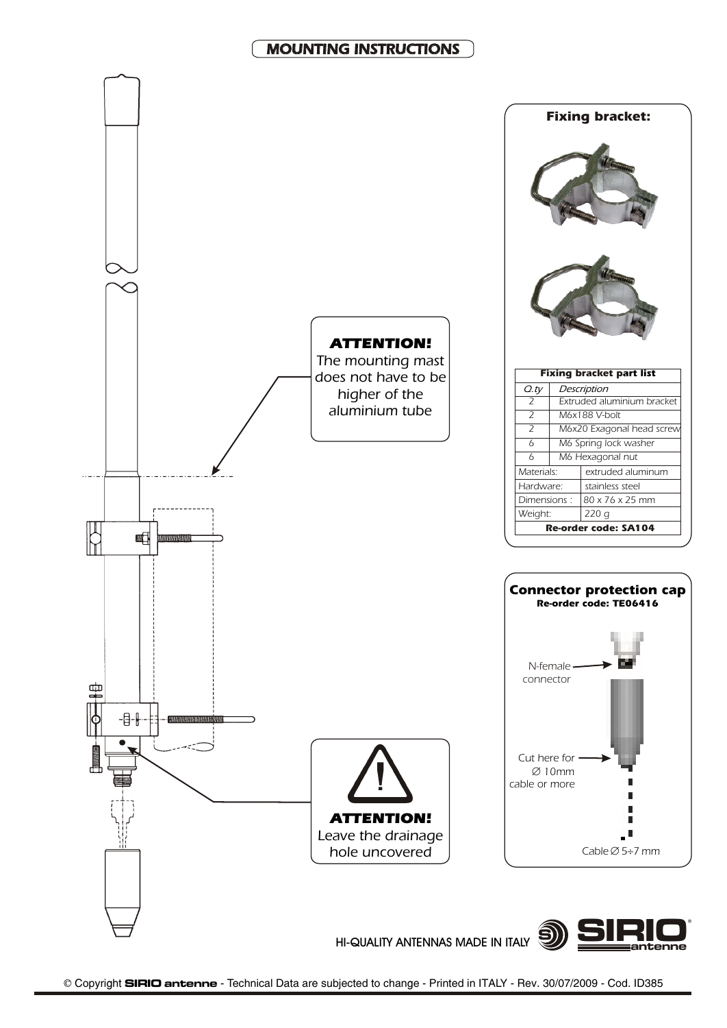# MOUNTING INSTRUCTIONS

**ATTENTION!**
The mounting mast does not have to be higher of the aluminium tube

**ATTENTION!**
Leave the drainage hole uncovered

## Fixing bracket:

| **Fixing bracket part list** | |
|---|---|
| *Q.ty* | *Description* |
| 2 | Extruded aluminium bracket |
| 2 | M6x188 V-bolt |
| 2 | M6x20 Exagonal head screw |
| 6 | M6 Spring lock washer |
| 6 | M6 Hexagonal nut |
| Materials: | extruded aluminum |
| Hardware: | stainless steel |
| Dimensions : | 80 x 76 x 25 mm |
| Weight: | 220 g |
| **Re-order code: SA104** | |

## Connector protection cap
**Re-order code: TE06416**

N-female connector

Cut here for ∅ 10mm cable or more

Cable ∅ 5÷7 mm

HI-QUALITY ANTENNAS MADE IN ITALY

SIRIO antenne

© Copyright **SIRIO antenne** - Technical Data are subjected to change - Printed in ITALY - Rev. 30/07/2009 - Cod. ID385